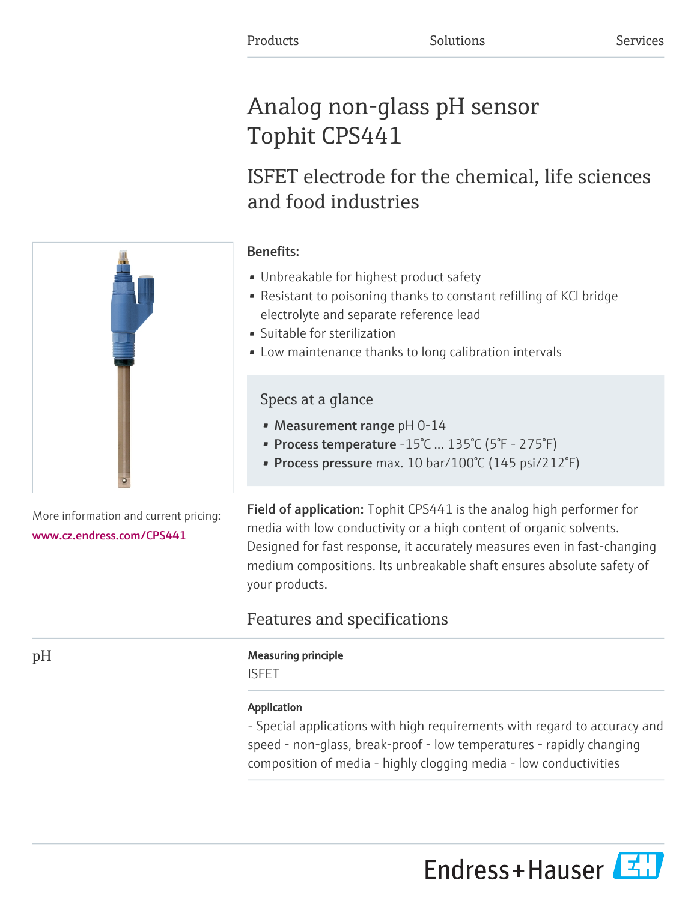Products Solutions Services

# Analog non-glass pH sensor Tophit CPS441

## ISFET electrode for the chemical, life sciences and food industries

More information and current pricing:
www.cz.endress.com/CPS441

**Benefits:**

- Unbreakable for highest product safety
- Resistant to poisoning thanks to constant refilling of KCl bridge electrolyte and separate reference lead
- Suitable for sterilization
- Low maintenance thanks to long calibration intervals

### Specs at a glance

- **Measurement range** pH 0-14
- **Process temperature** -15°C ... 135°C (5°F - 275°F)
- **Process pressure** max. 10 bar/100°C (145 psi/212°F)

**Field of application:** Tophit CPS441 is the analog high performer for media with low conductivity or a high content of organic solvents. Designed for fast response, it accurately measures even in fast-changing medium compositions. Its unbreakable shaft ensures absolute safety of your products.

## Features and specifications

### pH

**Measuring principle**

ISFET

**Application**

- Special applications with high requirements with regard to accuracy and speed - non-glass, break-proof - low temperatures - rapidly changing composition of media - highly clogging media - low conductivities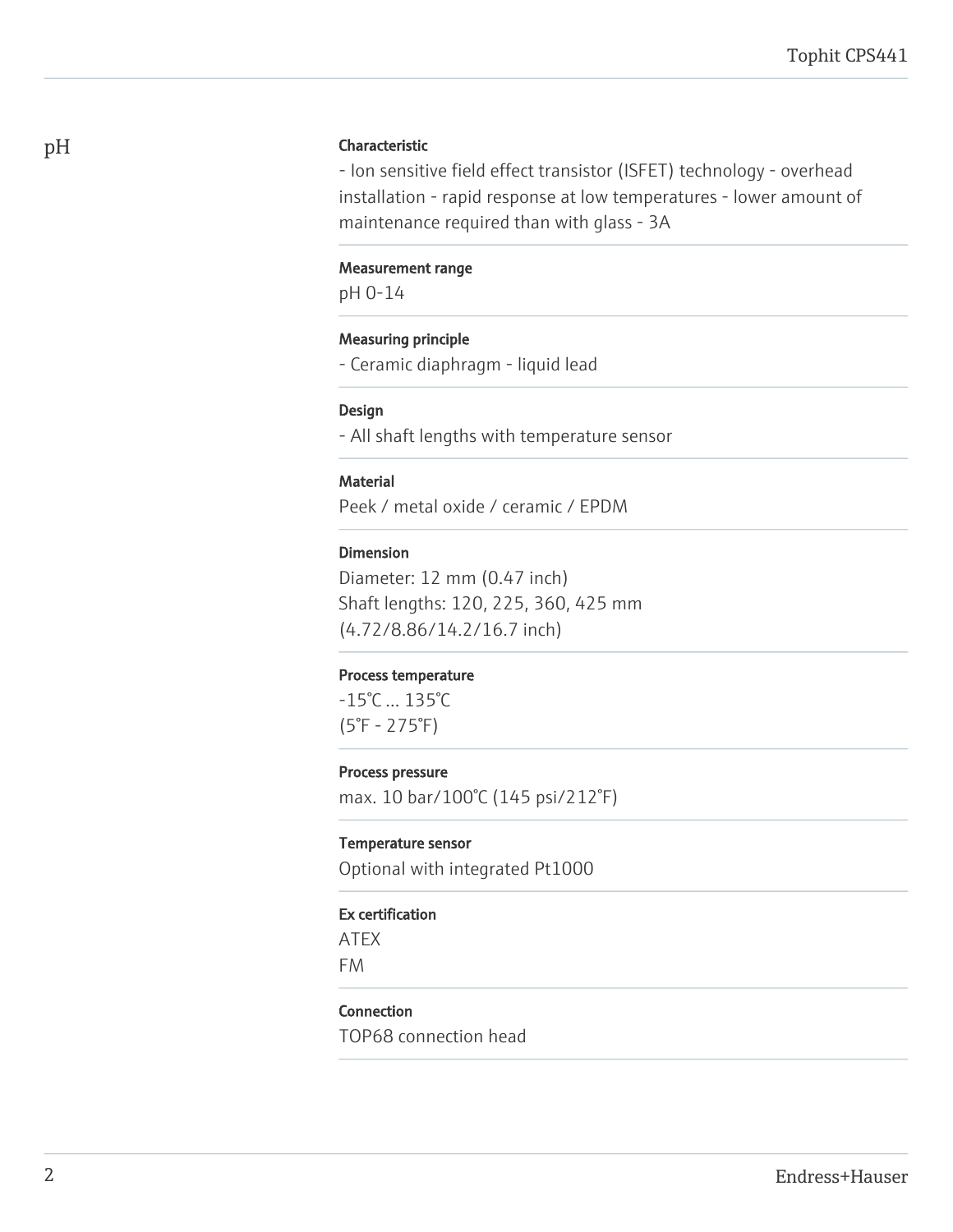## pH

**Characteristic**

- Ion sensitive field effect transistor (ISFET) technology - overhead installation - rapid response at low temperatures - lower amount of maintenance required than with glass - 3A

**Measurement range**

pH 0-14

**Measuring principle**

- Ceramic diaphragm - liquid lead

**Design**

- All shaft lengths with temperature sensor

**Material**

Peek / metal oxide / ceramic / EPDM

**Dimension**

Diameter: 12 mm (0.47 inch)
Shaft lengths: 120, 225, 360, 425 mm
(4.72/8.86/14.2/16.7 inch)

**Process temperature**

-15°C ... 135°C
(5°F - 275°F)

**Process pressure**

max. 10 bar/100°C (145 psi/212°F)

**Temperature sensor**

Optional with integrated Pt1000

**Ex certification**

ATEX
FM

**Connection**

TOP68 connection head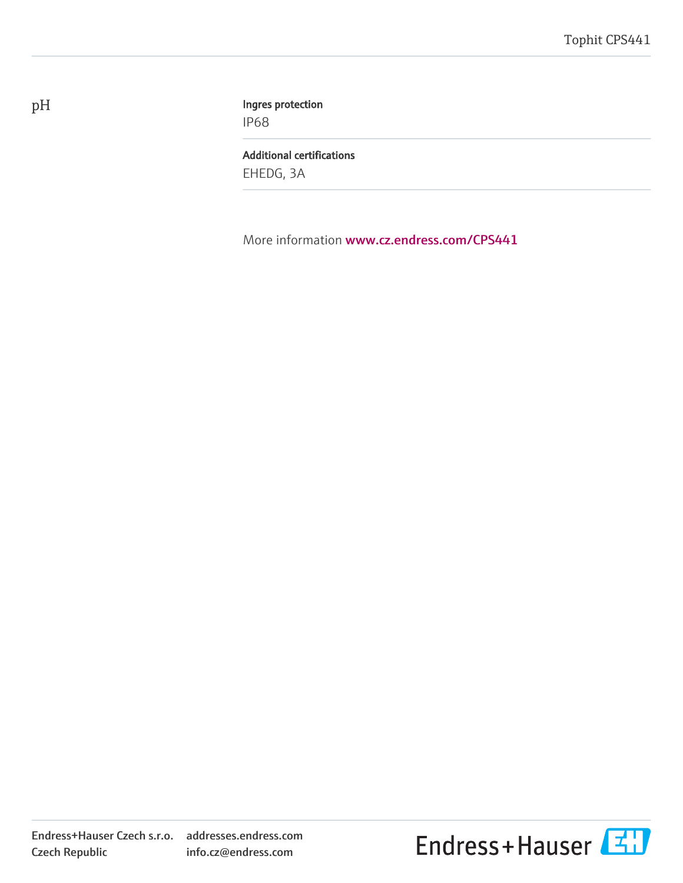pH

**Ingres protection**

IP68

**Additional certifications**

EHEDG, 3A

More information **www.cz.endress.com/CPS441**

Endress+Hauser Czech s.r.o.
Czech Republic

addresses.endress.com
info.cz@endress.com